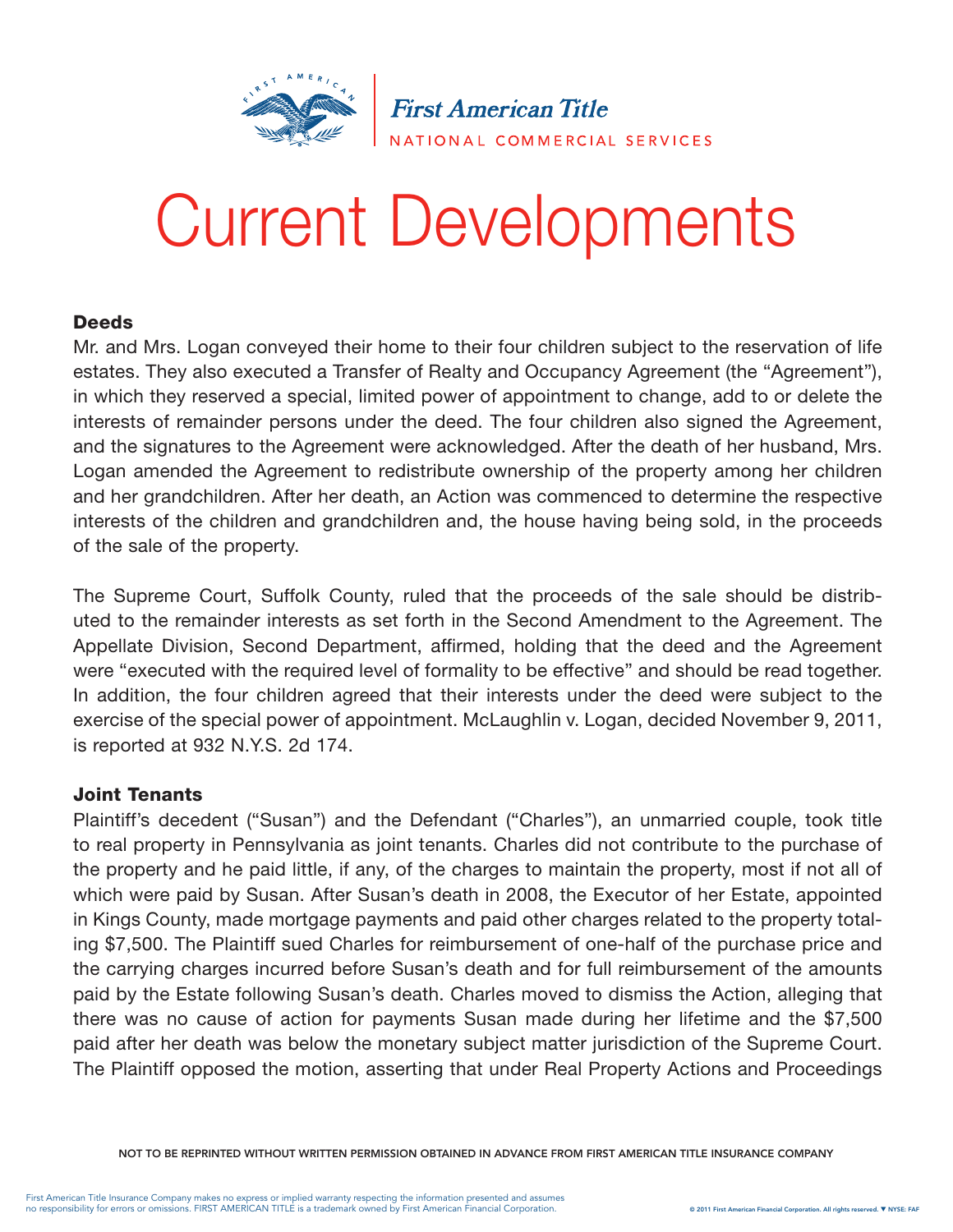# Current Developments

### Deeds

Mr. and Mrs. Logan conveyed their home to their four children subject to the reservation of life estates. They also executed a Transfer of Realty and Occupancy Agreement (the "Agreement"), in which they reserved a special, limited power of appointment to change, add to or delete the interests of remainder persons under the deed. The four children also signed the Agreement, and the signatures to the Agreement were acknowledged. After the death of her husband, Mrs. Logan amended the Agreement to redistribute ownership of the property among her children and her grandchildren. After her death, an Action was commenced to determine the respective interests of the children and grandchildren and, the house having being sold, in the proceeds of the sale of the property.

The Supreme Court, Suffolk County, ruled that the proceeds of the sale should be distributed to the remainder interests as set forth in the Second Amendment to the Agreement. The Appellate Division, Second Department, affirmed, holding that the deed and the Agreement were "executed with the required level of formality to be effective" and should be read together. In addition, the four children agreed that their interests under the deed were subject to the exercise of the special power of appointment. McLaughlin v. Logan, decided November 9, 2011, is reported at 932 N.Y.S. 2d 174.

### Joint Tenants

Plaintiff's decedent ("Susan") and the Defendant ("Charles"), an unmarried couple, took title to real property in Pennsylvania as joint tenants. Charles did not contribute to the purchase of the property and he paid little, if any, of the charges to maintain the property, most if not all of which were paid by Susan. After Susan's death in 2008, the Executor of her Estate, appointed in Kings County, made mortgage payments and paid other charges related to the property totaling $7,500. The Plaintiff sued Charles for reimbursement of one-half of the purchase price and the carrying charges incurred before Susan's death and for full reimbursement of the amounts paid by the Estate following Susan's death. Charles moved to dismiss the Action, alleging that there was no cause of action for payments Susan made during her lifetime and the $7,500 paid after her death was below the monetary subject matter jurisdiction of the Supreme Court. The Plaintiff opposed the motion, asserting that under Real Property Actions and Proceedings

NOT TO BE REPRINTED WITHOUT WRITTEN PERMISSION OBTAINED IN ADVANCE FROM FIRST AMERICAN TITLE INSURANCE COMPANY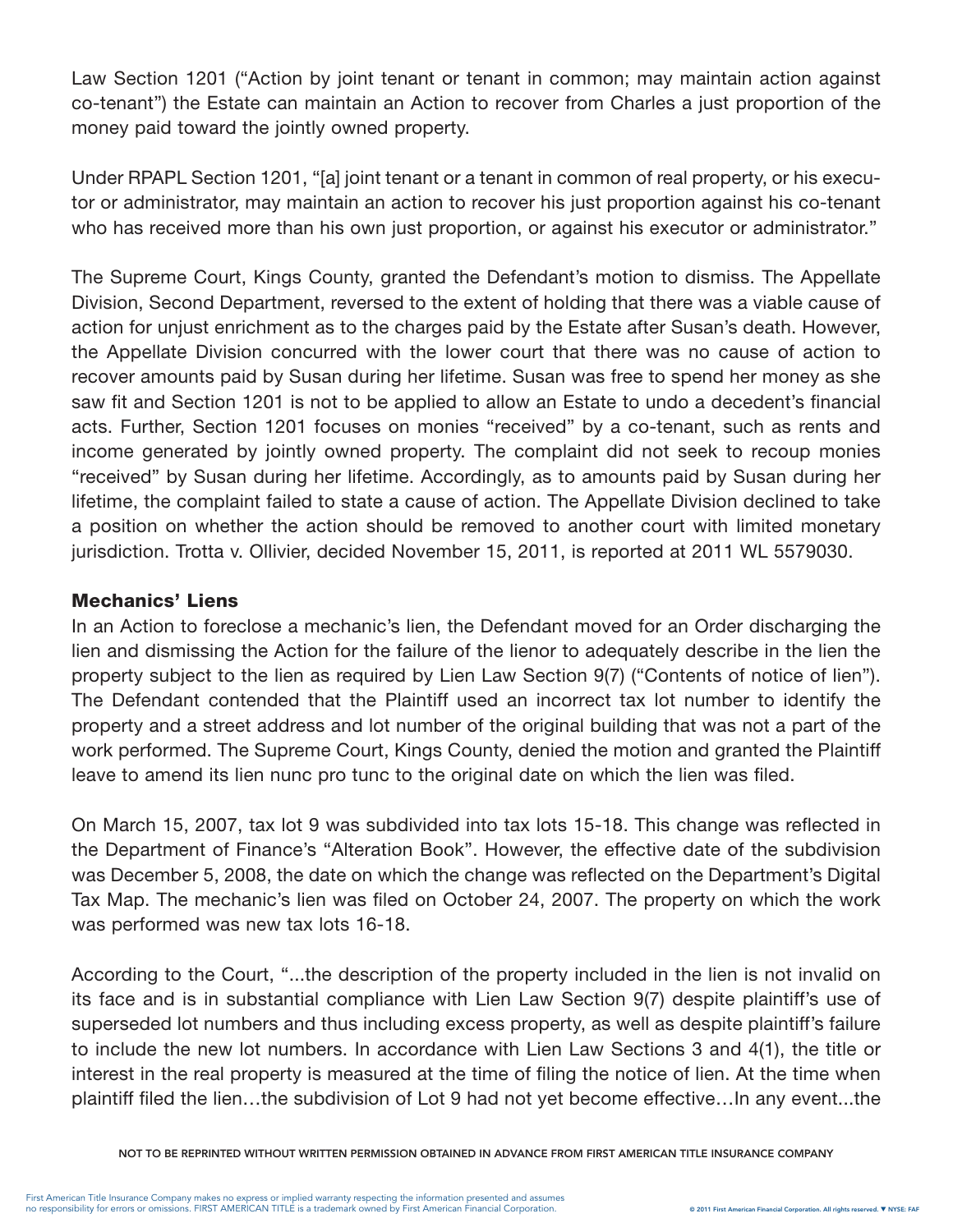Law Section 1201 ("Action by joint tenant or tenant in common; may maintain action against co-tenant") the Estate can maintain an Action to recover from Charles a just proportion of the money paid toward the jointly owned property.

Under RPAPL Section 1201, "[a] joint tenant or a tenant in common of real property, or his executor or administrator, may maintain an action to recover his just proportion against his co-tenant who has received more than his own just proportion, or against his executor or administrator."

The Supreme Court, Kings County, granted the Defendant's motion to dismiss. The Appellate Division, Second Department, reversed to the extent of holding that there was a viable cause of action for unjust enrichment as to the charges paid by the Estate after Susan's death. However, the Appellate Division concurred with the lower court that there was no cause of action to recover amounts paid by Susan during her lifetime. Susan was free to spend her money as she saw fit and Section 1201 is not to be applied to allow an Estate to undo a decedent's financial acts. Further, Section 1201 focuses on monies "received" by a co-tenant, such as rents and income generated by jointly owned property. The complaint did not seek to recoup monies "received" by Susan during her lifetime. Accordingly, as to amounts paid by Susan during her lifetime, the complaint failed to state a cause of action. The Appellate Division declined to take a position on whether the action should be removed to another court with limited monetary jurisdiction. Trotta v. Ollivier, decided November 15, 2011, is reported at 2011 WL 5579030.

## Mechanics' Liens

In an Action to foreclose a mechanic's lien, the Defendant moved for an Order discharging the lien and dismissing the Action for the failure of the lienor to adequately describe in the lien the property subject to the lien as required by Lien Law Section 9(7) ("Contents of notice of lien"). The Defendant contended that the Plaintiff used an incorrect tax lot number to identify the property and a street address and lot number of the original building that was not a part of the work performed. The Supreme Court, Kings County, denied the motion and granted the Plaintiff leave to amend its lien nunc pro tunc to the original date on which the lien was filed.

On March 15, 2007, tax lot 9 was subdivided into tax lots 15-18. This change was reflected in the Department of Finance's "Alteration Book". However, the effective date of the subdivision was December 5, 2008, the date on which the change was reflected on the Department's Digital Tax Map. The mechanic's lien was filed on October 24, 2007. The property on which the work was performed was new tax lots 16-18.

According to the Court, "...the description of the property included in the lien is not invalid on its face and is in substantial compliance with Lien Law Section 9(7) despite plaintiff's use of superseded lot numbers and thus including excess property, as well as despite plaintiff's failure to include the new lot numbers. In accordance with Lien Law Sections 3 and 4(1), the title or interest in the real property is measured at the time of filing the notice of lien. At the time when plaintiff filed the lien…the subdivision of Lot 9 had not yet become effective…In any event...the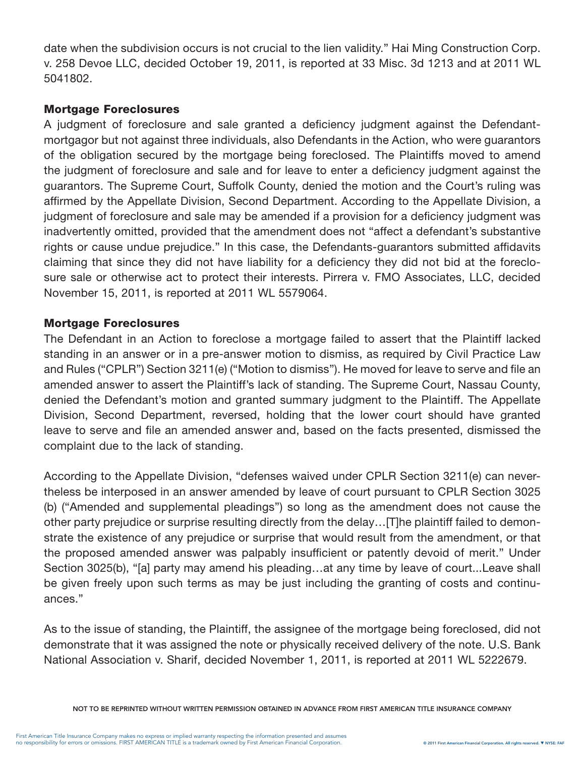date when the subdivision occurs is not crucial to the lien validity." Hai Ming Construction Corp. v. 258 Devoe LLC, decided October 19, 2011, is reported at 33 Misc. 3d 1213 and at 2011 WL 5041802.

## Mortgage Foreclosures

A judgment of foreclosure and sale granted a deficiency judgment against the Defendant-mortgagor but not against three individuals, also Defendants in the Action, who were guarantors of the obligation secured by the mortgage being foreclosed. The Plaintiffs moved to amend the judgment of foreclosure and sale and for leave to enter a deficiency judgment against the guarantors. The Supreme Court, Suffolk County, denied the motion and the Court's ruling was affirmed by the Appellate Division, Second Department. According to the Appellate Division, a judgment of foreclosure and sale may be amended if a provision for a deficiency judgment was inadvertently omitted, provided that the amendment does not "affect a defendant's substantive rights or cause undue prejudice." In this case, the Defendants-guarantors submitted affidavits claiming that since they did not have liability for a deficiency they did not bid at the foreclosure sale or otherwise act to protect their interests. Pirrera v. FMO Associates, LLC, decided November 15, 2011, is reported at 2011 WL 5579064.

## Mortgage Foreclosures

The Defendant in an Action to foreclose a mortgage failed to assert that the Plaintiff lacked standing in an answer or in a pre-answer motion to dismiss, as required by Civil Practice Law and Rules ("CPLR") Section 3211(e) ("Motion to dismiss"). He moved for leave to serve and file an amended answer to assert the Plaintiff's lack of standing. The Supreme Court, Nassau County, denied the Defendant's motion and granted summary judgment to the Plaintiff. The Appellate Division, Second Department, reversed, holding that the lower court should have granted leave to serve and file an amended answer and, based on the facts presented, dismissed the complaint due to the lack of standing.

According to the Appellate Division, "defenses waived under CPLR Section 3211(e) can nevertheless be interposed in an answer amended by leave of court pursuant to CPLR Section 3025 (b) ("Amended and supplemental pleadings") so long as the amendment does not cause the other party prejudice or surprise resulting directly from the delay…[T]he plaintiff failed to demonstrate the existence of any prejudice or surprise that would result from the amendment, or that the proposed amended answer was palpably insufficient or patently devoid of merit." Under Section 3025(b), "[a] party may amend his pleading…at any time by leave of court...Leave shall be given freely upon such terms as may be just including the granting of costs and continuances."

As to the issue of standing, the Plaintiff, the assignee of the mortgage being foreclosed, did not demonstrate that it was assigned the note or physically received delivery of the note. U.S. Bank National Association v. Sharif, decided November 1, 2011, is reported at 2011 WL 5222679.

NOT TO BE REPRINTED WITHOUT WRITTEN PERMISSION OBTAINED IN ADVANCE FROM FIRST AMERICAN TITLE INSURANCE COMPANY

First American Title Insurance Company makes no express or implied warranty respecting the information presented and assumes no responsibility for errors or omissions. FIRST AMERICAN TITLE is a trademark owned by First American Financial Corporation.

© 2011 First American Financial Corporation. All rights reserved. ▼ NYSE: FAF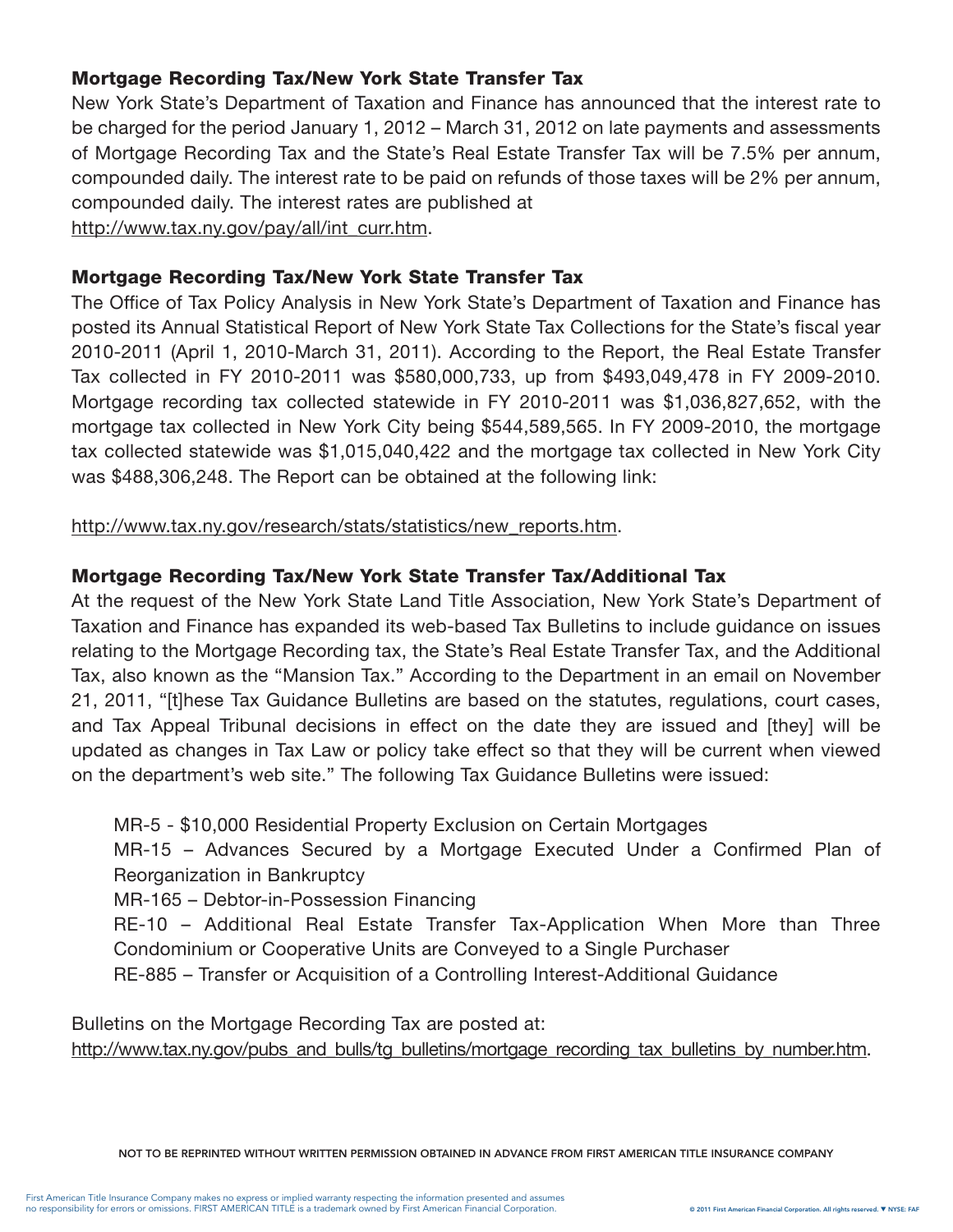### Mortgage Recording Tax/New York State Transfer Tax

New York State's Department of Taxation and Finance has announced that the interest rate to be charged for the period January 1, 2012 – March 31, 2012 on late payments and assessments of Mortgage Recording Tax and the State's Real Estate Transfer Tax will be 7.5% per annum, compounded daily. The interest rate to be paid on refunds of those taxes will be 2% per annum, compounded daily. The interest rates are published at http://www.tax.ny.gov/pay/all/int_curr.htm.

### Mortgage Recording Tax/New York State Transfer Tax

The Office of Tax Policy Analysis in New York State's Department of Taxation and Finance has posted its Annual Statistical Report of New York State Tax Collections for the State's fiscal year 2010-2011 (April 1, 2010-March 31, 2011). According to the Report, the Real Estate Transfer Tax collected in FY 2010-2011 was $580,000,733, up from $493,049,478 in FY 2009-2010. Mortgage recording tax collected statewide in FY 2010-2011 was $1,036,827,652, with the mortgage tax collected in New York City being $544,589,565. In FY 2009-2010, the mortgage tax collected statewide was $1,015,040,422 and the mortgage tax collected in New York City was $488,306,248. The Report can be obtained at the following link:

http://www.tax.ny.gov/research/stats/statistics/new_reports.htm.

### Mortgage Recording Tax/New York State Transfer Tax/Additional Tax

At the request of the New York State Land Title Association, New York State's Department of Taxation and Finance has expanded its web-based Tax Bulletins to include guidance on issues relating to the Mortgage Recording tax, the State's Real Estate Transfer Tax, and the Additional Tax, also known as the "Mansion Tax." According to the Department in an email on November 21, 2011, "[t]hese Tax Guidance Bulletins are based on the statutes, regulations, court cases, and Tax Appeal Tribunal decisions in effect on the date they are issued and [they] will be updated as changes in Tax Law or policy take effect so that they will be current when viewed on the department's web site." The following Tax Guidance Bulletins were issued:

- MR-5 - $10,000 Residential Property Exclusion on Certain Mortgages
- MR-15 – Advances Secured by a Mortgage Executed Under a Confirmed Plan of Reorganization in Bankruptcy
- MR-165 – Debtor-in-Possession Financing
- RE-10 – Additional Real Estate Transfer Tax-Application When More than Three Condominium or Cooperative Units are Conveyed to a Single Purchaser
- RE-885 – Transfer or Acquisition of a Controlling Interest-Additional Guidance

Bulletins on the Mortgage Recording Tax are posted at: http://www.tax.ny.gov/pubs_and_bulls/tg_bulletins/mortgage_recording_tax_bulletins_by_number.htm.

NOT TO BE REPRINTED WITHOUT WRITTEN PERMISSION OBTAINED IN ADVANCE FROM FIRST AMERICAN TITLE INSURANCE COMPANY

First American Title Insurance Company makes no express or implied warranty respecting the information presented and assumes no responsibility for errors or omissions. FIRST AMERICAN TITLE is a trademark owned by First American Financial Corporation.

© 2011 First American Financial Corporation. All rights reserved. ▼ NYSE: FAF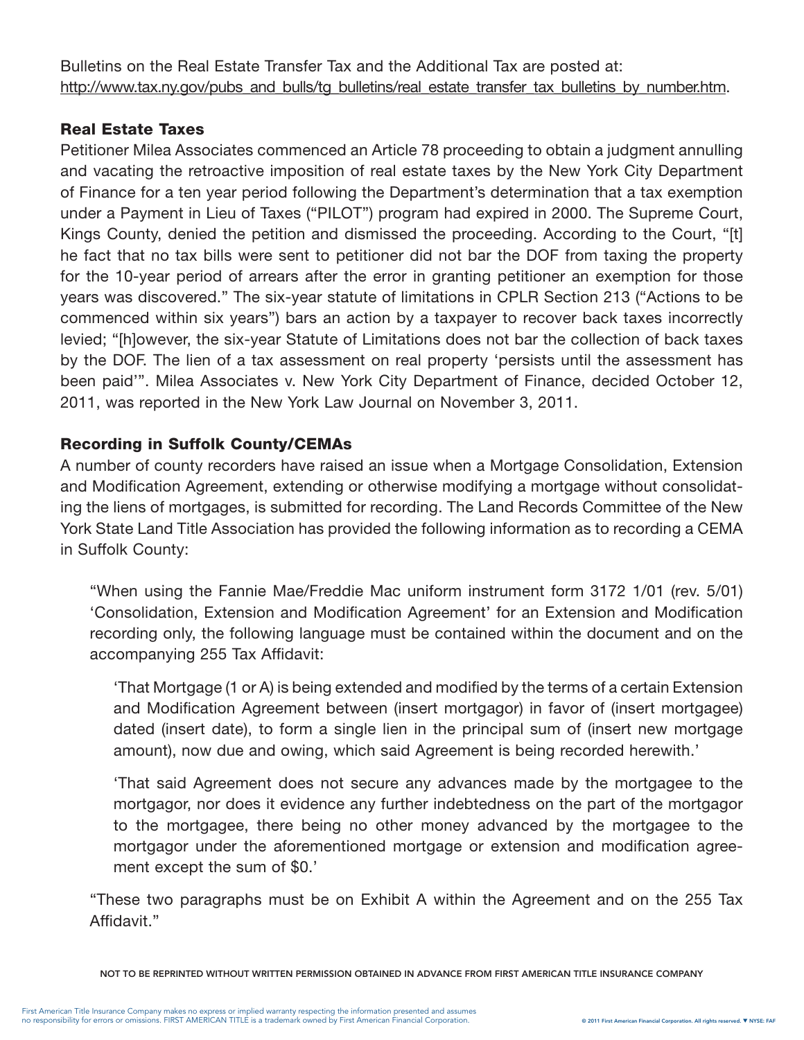Bulletins on the Real Estate Transfer Tax and the Additional Tax are posted at: http://www.tax.ny.gov/pubs_and_bulls/tg_bulletins/real_estate_transfer_tax_bulletins_by_number.htm.

## Real Estate Taxes

Petitioner Milea Associates commenced an Article 78 proceeding to obtain a judgment annulling and vacating the retroactive imposition of real estate taxes by the New York City Department of Finance for a ten year period following the Department's determination that a tax exemption under a Payment in Lieu of Taxes ("PILOT") program had expired in 2000. The Supreme Court, Kings County, denied the petition and dismissed the proceeding. According to the Court, "[t]he fact that no tax bills were sent to petitioner did not bar the DOF from taxing the property for the 10-year period of arrears after the error in granting petitioner an exemption for those years was discovered." The six-year statute of limitations in CPLR Section 213 ("Actions to be commenced within six years") bars an action by a taxpayer to recover back taxes incorrectly levied; "[h]owever, the six-year Statute of Limitations does not bar the collection of back taxes by the DOF. The lien of a tax assessment on real property 'persists until the assessment has been paid'". Milea Associates v. New York City Department of Finance, decided October 12, 2011, was reported in the New York Law Journal on November 3, 2011.

## Recording in Suffolk County/CEMAs

A number of county recorders have raised an issue when a Mortgage Consolidation, Extension and Modification Agreement, extending or otherwise modifying a mortgage without consolidating the liens of mortgages, is submitted for recording. The Land Records Committee of the New York State Land Title Association has provided the following information as to recording a CEMA in Suffolk County:

> "When using the Fannie Mae/Freddie Mac uniform instrument form 3172 1/01 (rev. 5/01) 'Consolidation, Extension and Modification Agreement' for an Extension and Modification recording only, the following language must be contained within the document and on the accompanying 255 Tax Affidavit:
>
> > 'That Mortgage (1 or A) is being extended and modified by the terms of a certain Extension and Modification Agreement between (insert mortgagor) in favor of (insert mortgagee) dated (insert date), to form a single lien in the principal sum of (insert new mortgage amount), now due and owing, which said Agreement is being recorded herewith.'
> >
> > 'That said Agreement does not secure any advances made by the mortgagee to the mortgagor, nor does it evidence any further indebtedness on the part of the mortgagor to the mortgagee, there being no other money advanced by the mortgagee to the mortgagor under the aforementioned mortgage or extension and modification agreement except the sum of $0.'
>
> "These two paragraphs must be on Exhibit A within the Agreement and on the 255 Tax Affidavit."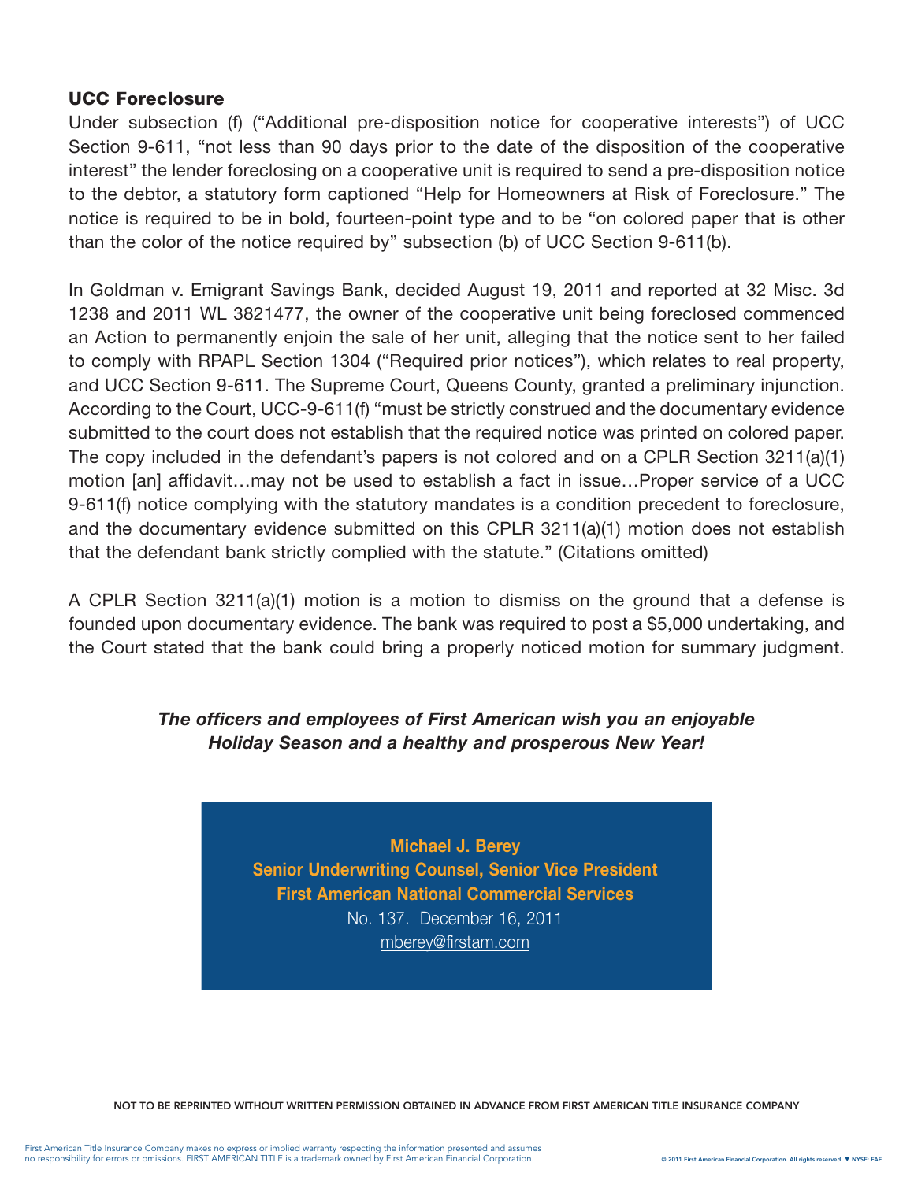### UCC Foreclosure

Under subsection (f) ("Additional pre-disposition notice for cooperative interests") of UCC Section 9-611, "not less than 90 days prior to the date of the disposition of the cooperative interest" the lender foreclosing on a cooperative unit is required to send a pre-disposition notice to the debtor, a statutory form captioned "Help for Homeowners at Risk of Foreclosure." The notice is required to be in bold, fourteen-point type and to be "on colored paper that is other than the color of the notice required by" subsection (b) of UCC Section 9-611(b).

In Goldman v. Emigrant Savings Bank, decided August 19, 2011 and reported at 32 Misc. 3d 1238 and 2011 WL 3821477, the owner of the cooperative unit being foreclosed commenced an Action to permanently enjoin the sale of her unit, alleging that the notice sent to her failed to comply with RPAPL Section 1304 ("Required prior notices"), which relates to real property, and UCC Section 9-611. The Supreme Court, Queens County, granted a preliminary injunction. According to the Court, UCC-9-611(f) "must be strictly construed and the documentary evidence submitted to the court does not establish that the required notice was printed on colored paper. The copy included in the defendant's papers is not colored and on a CPLR Section 3211(a)(1) motion [an] affidavit…may not be used to establish a fact in issue…Proper service of a UCC 9-611(f) notice complying with the statutory mandates is a condition precedent to foreclosure, and the documentary evidence submitted on this CPLR 3211(a)(1) motion does not establish that the defendant bank strictly complied with the statute." (Citations omitted)

A CPLR Section 3211(a)(1) motion is a motion to dismiss on the ground that a defense is founded upon documentary evidence. The bank was required to post a $5,000 undertaking, and the Court stated that the bank could bring a properly noticed motion for summary judgment.

***The officers and employees of First American wish you an enjoyable Holiday Season and a healthy and prosperous New Year!***

**Michael J. Berey**
**Senior Underwriting Counsel, Senior Vice President**
**First American National Commercial Services**
No. 137. December 16, 2011
mberey@firstam.com

NOT TO BE REPRINTED WITHOUT WRITTEN PERMISSION OBTAINED IN ADVANCE FROM FIRST AMERICAN TITLE INSURANCE COMPANY

First American Title Insurance Company makes no express or implied warranty respecting the information presented and assumes no responsibility for errors or omissions. FIRST AMERICAN TITLE is a trademark owned by First American Financial Corporation.

© 2011 First American Financial Corporation. All rights reserved. ▼ NYSE: FAF